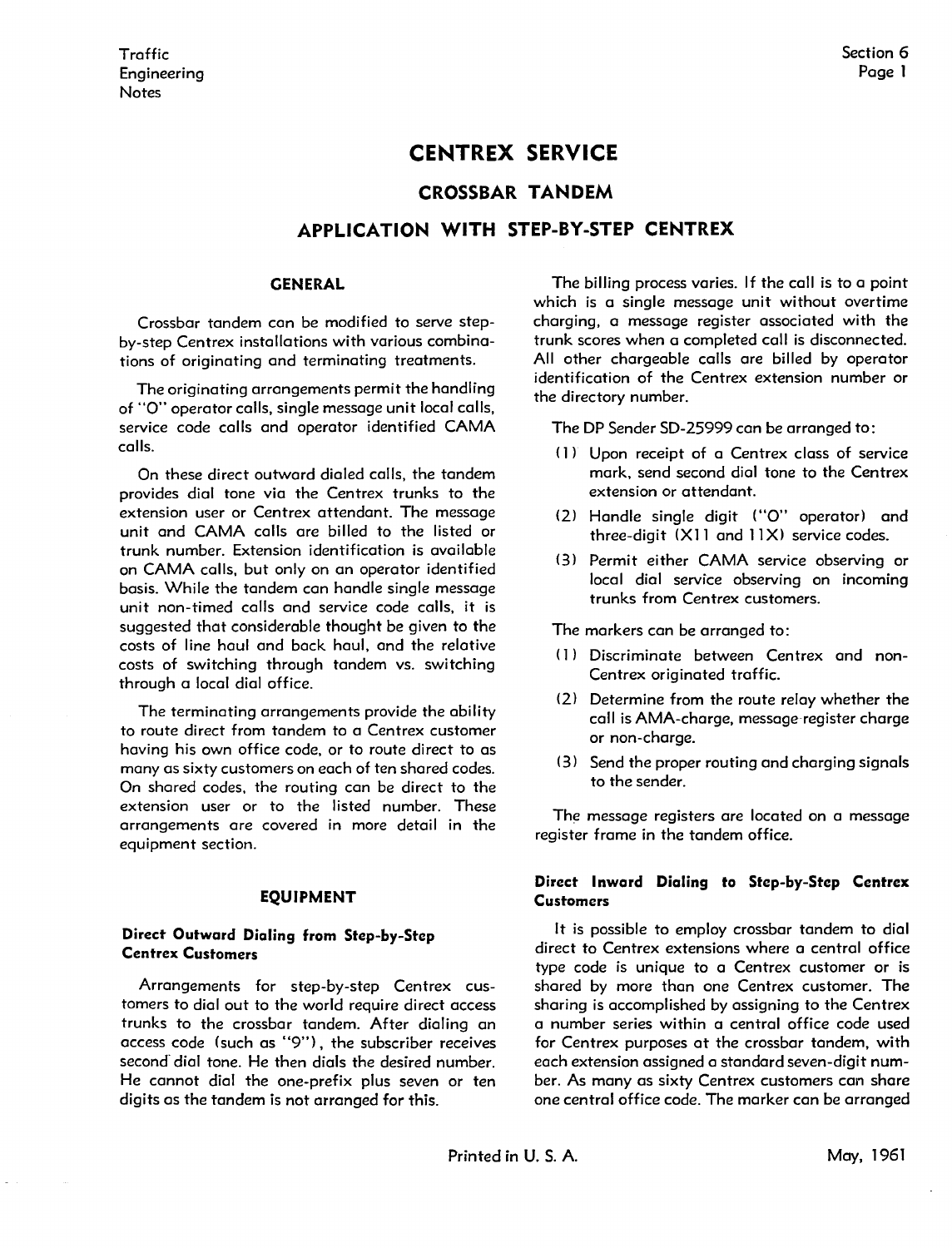# CENTREX SERVICE

## CROSSBAR TANDEM

## APPLICATION WITH STEP-BY-STEP CENTREX

### GENERAL

Crossbar tandem can be modified to serve step-by-step Centrex installations with various combinations of originating and terminating treatments.

The originating arrangements permit the handling of "0" operator calls, single message unit local calls, service code calls and operator identified CAMA calls.

On these direct outward dialed calls, the tandem provides dial tone via the Centrex trunks to the extension user or Centrex attendant. The message unit and CAMA calls are billed to the listed or trunk number. Extension identification is available on CAMA calls, but only on an operator identified basis. While the tandem can handle single message unit non-timed calls and service code calls, it is suggested that considerable thought be given to the costs of line haul and back haul, and the relative costs of switching through tandem vs. switching through a local dial office.

The terminating arrangements provide the ability to route direct from tandem to a Centrex customer having his own office code, or to route direct to as many as sixty customers on each of ten shared codes. On shared codes, the routing can be direct to the extension user or to the listed number. These arrangements are covered in more detail in the equipment section.

### EQUIPMENT

#### Direct Outward Dialing from Step-by-Step Centrex Customers

Arrangements for step-by-step Centrex customers to dial out to the world require direct access trunks to the crossbar tandem. After dialing an access code (such as "9"), the subscriber receives second dial tone. He then dials the desired number. He cannot dial the one-prefix plus seven or ten digits as the tandem is not arranged for this.

The billing process varies. If the call is to a point which is a single message unit without overtime charging, a message register associated with the trunk scores when a completed call is disconnected. All other chargeable calls are billed by operator identification of the Centrex extension number or the directory number.

The DP Sender SD-25999 can be arranged to:

(1) Upon receipt of a Centrex class of service mark, send second dial tone to the Centrex extension or attendant.

(2) Handle single digit ("0" operator) and three-digit (X11 and 11X) service codes.

(3) Permit either CAMA service observing or local dial service observing on incoming trunks from Centrex customers.

The markers can be arranged to:

(1) Discriminate between Centrex and non-Centrex originated traffic.

(2) Determine from the route relay whether the call is AMA-charge, message-register charge or non-charge.

(3) Send the proper routing and charging signals to the sender.

The message registers are located on a message register frame in the tandem office.

#### Direct Inword Dialing to Step-by-Step Centrex Customers

It is possible to employ crossbar tandem to dial direct to Centrex extensions where a central office type code is unique to a Centrex customer or is shared by more than one Centrex customer. The sharing is accomplished by assigning to the Centrex a number series within a central office code used for Centrex purposes at the crossbar tandem, with each extension assigned a standard seven-digit number. As many as sixty Centrex customers can share one central office code. The marker can be arranged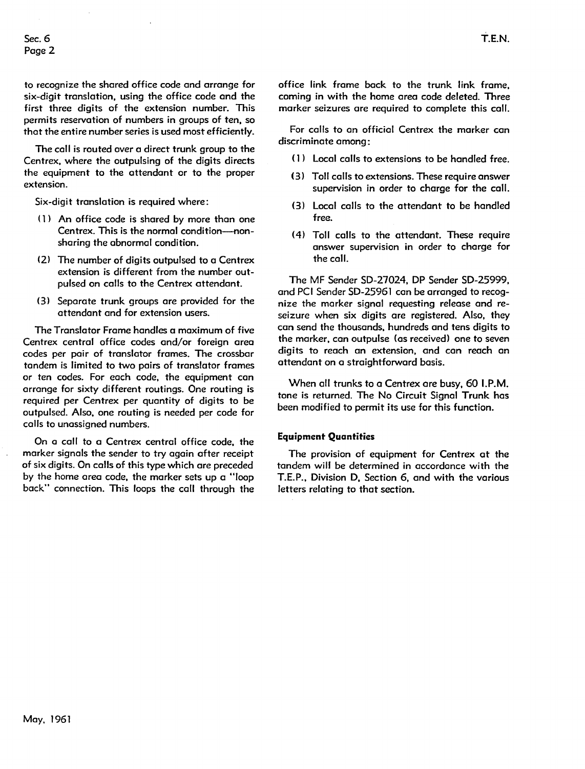to recognize the shared office code and arrange for six-digit translation, using the office code and the first three digits of the extension number. This permits reservation of numbers in groups of ten, so that the entire number series is used most efficiently.

The call is routed over a direct trunk group to the Centrex, where the outpulsing of the digits directs the equipment to the attendant or to the proper extension.

Six-digit translation is required where:

(1) An office code is shared by more than one Centrex. This is the normal condition—non-sharing the abnormal condition.

(2) The number of digits outpulsed to a Centrex extension is different from the number outpulsed on calls to the Centrex attendant.

(3) Separate trunk groups are provided for the attendant and for extension users.

The Translator Frame handles a maximum of five Centrex central office codes and/or foreign area codes per pair of translator frames. The crossbar tandem is limited to two pairs of translator frames or ten codes. For each code, the equipment can arrange for sixty different routings. One routing is required per Centrex per quantity of digits to be outpulsed. Also, one routing is needed per code for calls to unassigned numbers.

On a call to a Centrex central office code, the marker signals the sender to try again after receipt of six digits. On calls of this type which are preceded by the home area code, the marker sets up a "loop back" connection. This loops the call through the office link frame back to the trunk link frame, coming in with the home area code deleted. Three marker seizures are required to complete this call.

For calls to an official Centrex the marker can discriminate among:

(1) Local calls to extensions to be handled free.

(3) Toll calls to extensions. These require answer supervision in order to charge for the call.

(3) Local calls to the attendant to be handled free.

(4) Toll calls to the attendant. These require answer supervision in order to charge for the call.

The MF Sender SD-27024, DP Sender SD-25999, and PCI Sender SD-25961 can be arranged to recognize the marker signal requesting release and re-seizure when six digits are registered. Also, they can send the thousands, hundreds and tens digits to the marker, can outpulse (as received) one to seven digits to reach an extension, and can reach an attendant on a straightforward basis.

When all trunks to a Centrex are busy, 60 I.P.M. tone is returned. The No Circuit Signal Trunk has been modified to permit its use for this function.

**Equipment Quantities**

The provision of equipment for Centrex at the tandem will be determined in accordance with the T.E.P., Division D, Section 6, and with the various letters relating to that section.

May, 1961